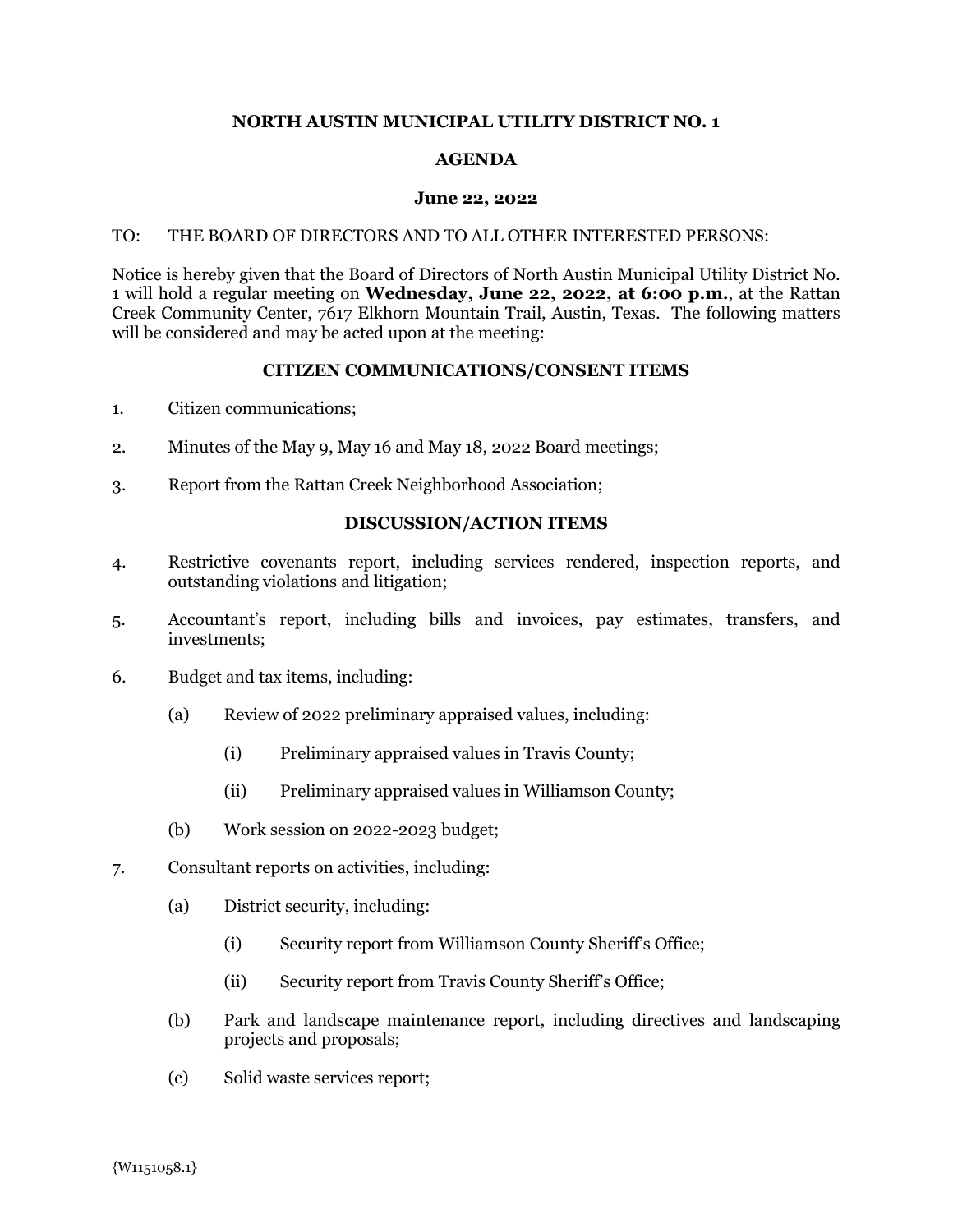**NORTH AUSTIN MUNICIPAL UTILITY DISTRICT NO. 1**

**AGENDA**

**June 22, 2022**

TO: THE BOARD OF DIRECTORS AND TO ALL OTHER INTERESTED PERSONS:

Notice is hereby given that the Board of Directors of North Austin Municipal Utility District No. 1 will hold a regular meeting on **Wednesday, June 22, 2022, at 6:00 p.m.**, at the Rattan Creek Community Center, 7617 Elkhorn Mountain Trail, Austin, Texas. The following matters will be considered and may be acted upon at the meeting:

**CITIZEN COMMUNICATIONS/CONSENT ITEMS**

1. Citizen communications;
2. Minutes of the May 9, May 16 and May 18, 2022 Board meetings;
3. Report from the Rattan Creek Neighborhood Association;

**DISCUSSION/ACTION ITEMS**

4. Restrictive covenants report, including services rendered, inspection reports, and outstanding violations and litigation;
5. Accountant's report, including bills and invoices, pay estimates, transfers, and investments;
6. Budget and tax items, including:
   - (a) Review of 2022 preliminary appraised values, including:
     - (i) Preliminary appraised values in Travis County;
     - (ii) Preliminary appraised values in Williamson County;
   - (b) Work session on 2022-2023 budget;
7. Consultant reports on activities, including:
   - (a) District security, including:
     - (i) Security report from Williamson County Sheriff's Office;
     - (ii) Security report from Travis County Sheriff's Office;
   - (b) Park and landscape maintenance report, including directives and landscaping projects and proposals;
   - (c) Solid waste services report;

{W1151058.1}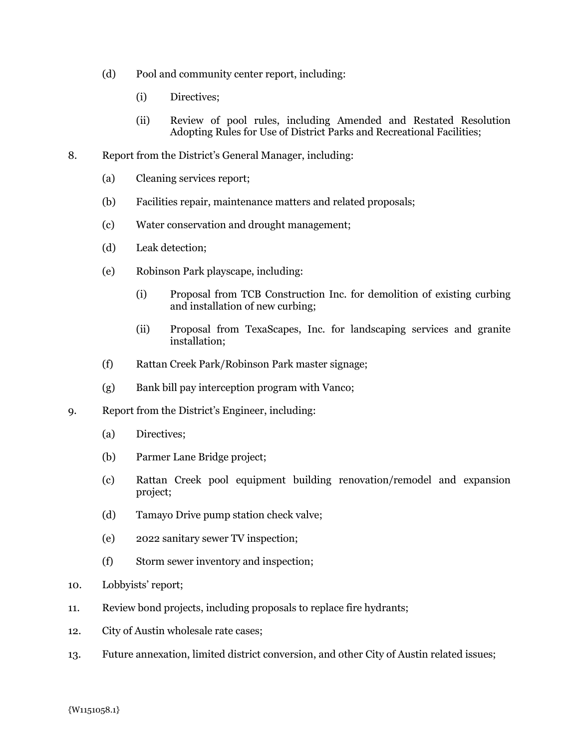(d) Pool and community center report, including:

  (i) Directives;

  (ii) Review of pool rules, including Amended and Restated Resolution Adopting Rules for Use of District Parks and Recreational Facilities;

8. Report from the District's General Manager, including:

  (a) Cleaning services report;

  (b) Facilities repair, maintenance matters and related proposals;

  (c) Water conservation and drought management;

  (d) Leak detection;

  (e) Robinson Park playscape, including:

    (i) Proposal from TCB Construction Inc. for demolition of existing curbing and installation of new curbing;

    (ii) Proposal from TexaScapes, Inc. for landscaping services and granite installation;

  (f) Rattan Creek Park/Robinson Park master signage;

  (g) Bank bill pay interception program with Vanco;

9. Report from the District's Engineer, including:

  (a) Directives;

  (b) Parmer Lane Bridge project;

  (c) Rattan Creek pool equipment building renovation/remodel and expansion project;

  (d) Tamayo Drive pump station check valve;

  (e) 2022 sanitary sewer TV inspection;

  (f) Storm sewer inventory and inspection;

10. Lobbyists' report;

11. Review bond projects, including proposals to replace fire hydrants;

12. City of Austin wholesale rate cases;

13. Future annexation, limited district conversion, and other City of Austin related issues;

{W1151058.1}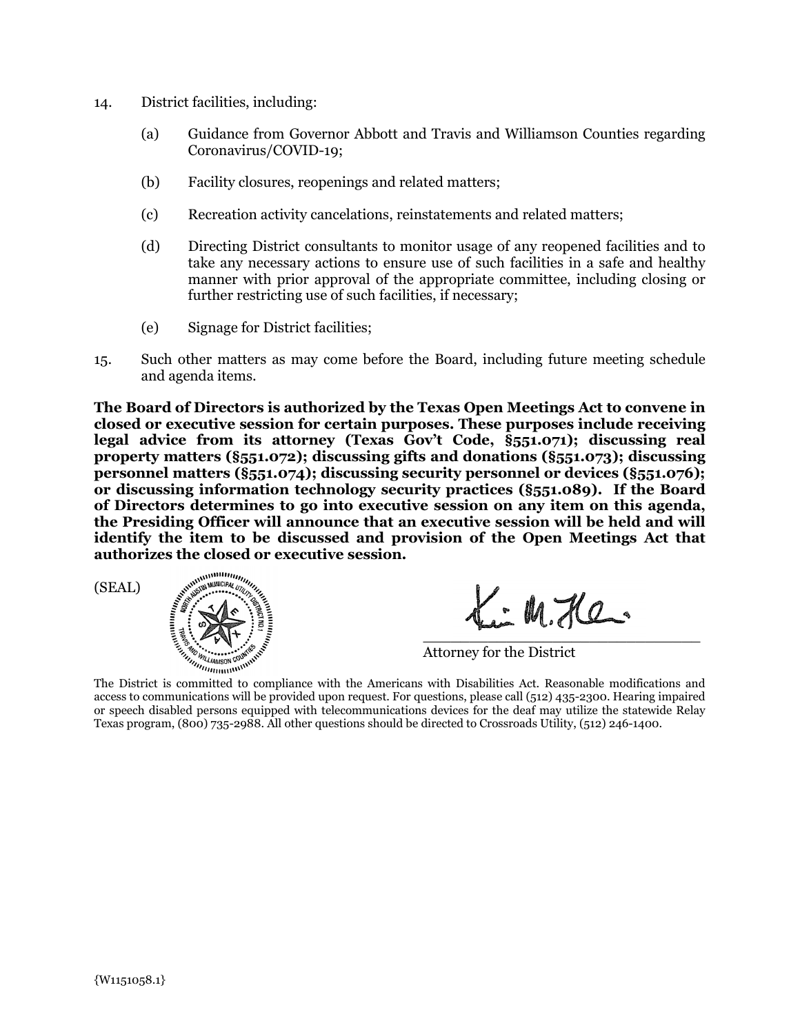14. District facilities, including:

    (a) Guidance from Governor Abbott and Travis and Williamson Counties regarding Coronavirus/COVID-19;

    (b) Facility closures, reopenings and related matters;

    (c) Recreation activity cancelations, reinstatements and related matters;

    (d) Directing District consultants to monitor usage of any reopened facilities and to take any necessary actions to ensure use of such facilities in a safe and healthy manner with prior approval of the appropriate committee, including closing or further restricting use of such facilities, if necessary;

    (e) Signage for District facilities;

15. Such other matters as may come before the Board, including future meeting schedule and agenda items.

**The Board of Directors is authorized by the Texas Open Meetings Act to convene in closed or executive session for certain purposes. These purposes include receiving legal advice from its attorney (Texas Gov't Code, §551.071); discussing real property matters (§551.072); discussing gifts and donations (§551.073); discussing personnel matters (§551.074); discussing security personnel or devices (§551.076); or discussing information technology security practices (§551.089). If the Board of Directors determines to go into executive session on any item on this agenda, the Presiding Officer will announce that an executive session will be held and will identify the item to be discussed and provision of the Open Meetings Act that authorizes the closed or executive session.**

(SEAL)

Attorney for the District

The District is committed to compliance with the Americans with Disabilities Act. Reasonable modifications and access to communications will be provided upon request. For questions, please call (512) 435-2300. Hearing impaired or speech disabled persons equipped with telecommunications devices for the deaf may utilize the statewide Relay Texas program, (800) 735-2988. All other questions should be directed to Crossroads Utility, (512) 246-1400.

{W1151058.1}